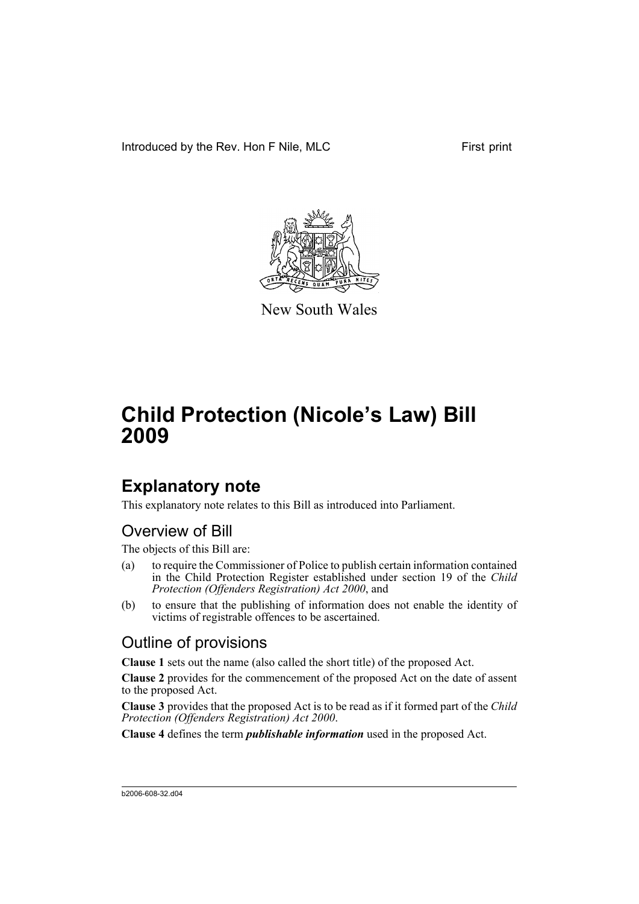Introduced by the Rev. Hon F Nile, MLC First print

New South Wales

# Child Protection (Nicole's Law) Bill 2009

## Explanatory note

This explanatory note relates to this Bill as introduced into Parliament.

### Overview of Bill

The objects of this Bill are:

(a) to require the Commissioner of Police to publish certain information contained in the Child Protection Register established under section 19 of the *Child Protection (Offenders Registration) Act 2000*, and

(b) to ensure that the publishing of information does not enable the identity of victims of registrable offences to be ascertained.

### Outline of provisions

**Clause 1** sets out the name (also called the short title) of the proposed Act.

**Clause 2** provides for the commencement of the proposed Act on the date of assent to the proposed Act.

**Clause 3** provides that the proposed Act is to be read as if it formed part of the *Child Protection (Offenders Registration) Act 2000*.

**Clause 4** defines the term ***publishable information*** used in the proposed Act.

b2006-608-32.d04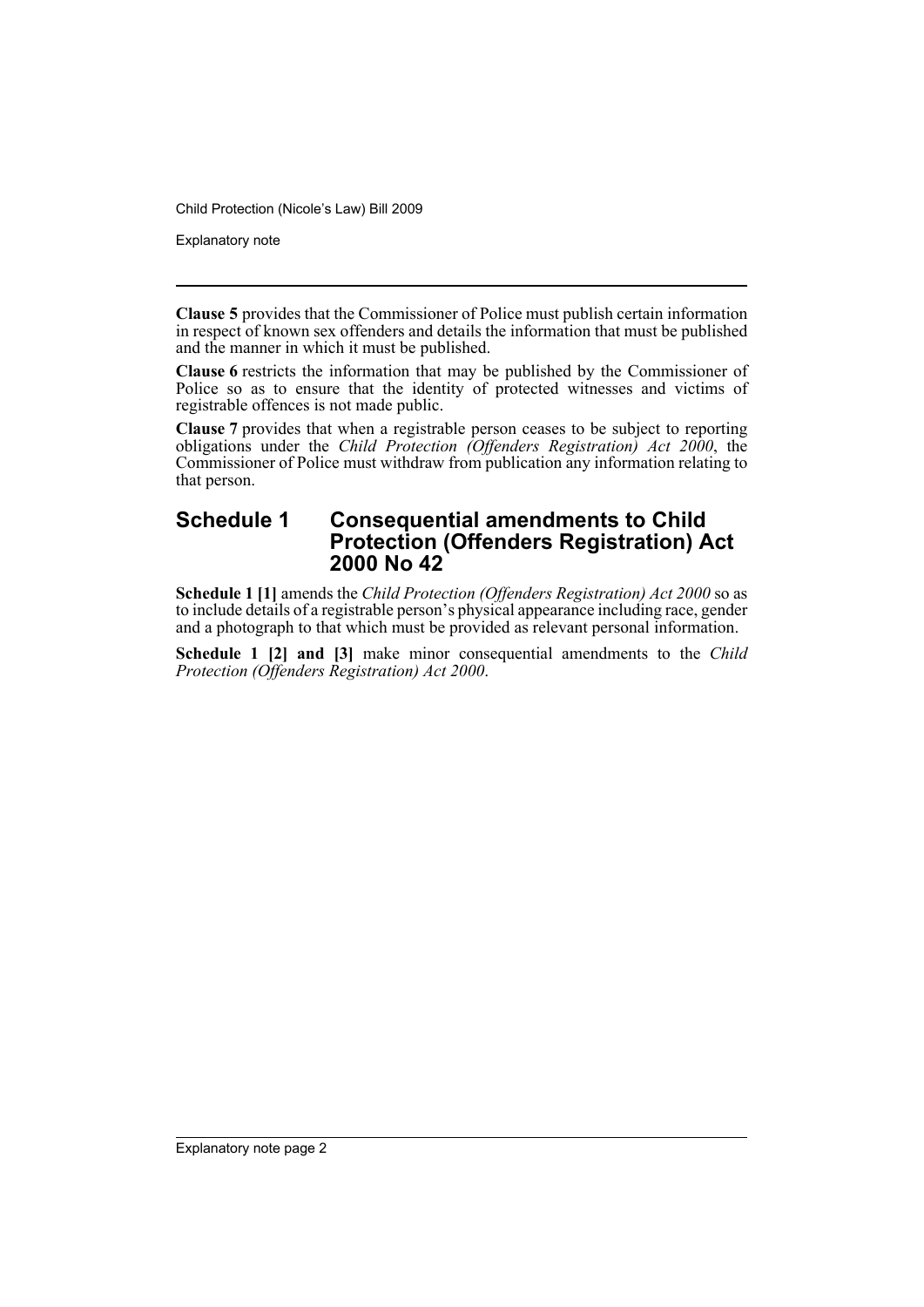**Clause 5** provides that the Commissioner of Police must publish certain information in respect of known sex offenders and details the information that must be published and the manner in which it must be published.

**Clause 6** restricts the information that may be published by the Commissioner of Police so as to ensure that the identity of protected witnesses and victims of registrable offences is not made public.

**Clause 7** provides that when a registrable person ceases to be subject to reporting obligations under the *Child Protection (Offenders Registration) Act 2000*, the Commissioner of Police must withdraw from publication any information relating to that person.

## Schedule 1 Consequential amendments to Child Protection (Offenders Registration) Act 2000 No 42

**Schedule 1 [1]** amends the *Child Protection (Offenders Registration) Act 2000* so as to include details of a registrable person's physical appearance including race, gender and a photograph to that which must be provided as relevant personal information.

**Schedule 1 [2] and [3]** make minor consequential amendments to the *Child Protection (Offenders Registration) Act 2000*.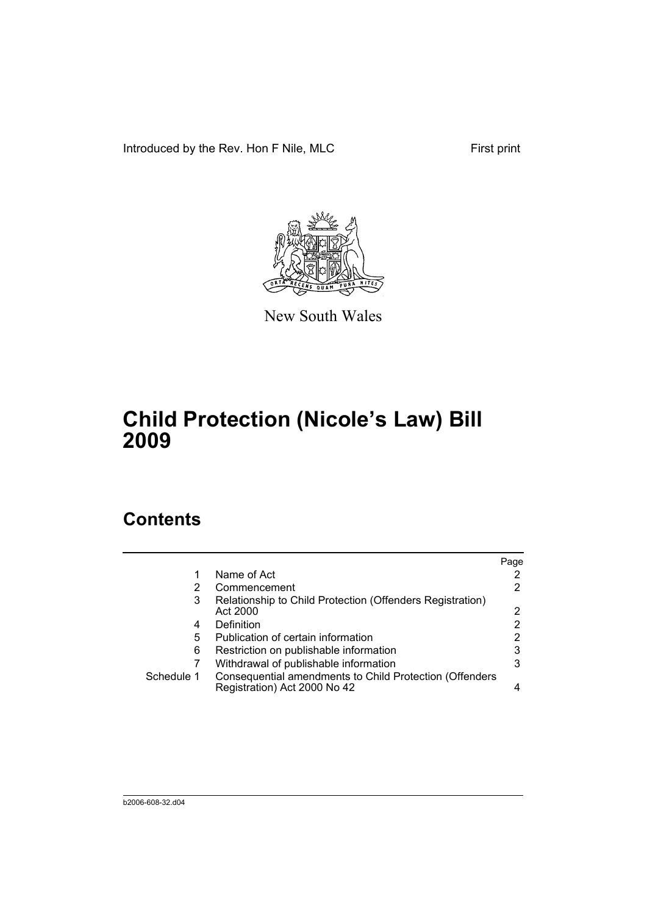Introduced by the Rev. Hon F Nile, MLC

First print

New South Wales

# Child Protection (Nicole's Law) Bill 2009

## Contents

| | | Page |
|---|---|---|
| 1 | Name of Act | 2 |
| 2 | Commencement | 2 |
| 3 | Relationship to Child Protection (Offenders Registration) Act 2000 | 2 |
| 4 | Definition | 2 |
| 5 | Publication of certain information | 2 |
| 6 | Restriction on publishable information | 3 |
| 7 | Withdrawal of publishable information | 3 |
| Schedule 1 | Consequential amendments to Child Protection (Offenders Registration) Act 2000 No 42 | 4 |

b2006-608-32.d04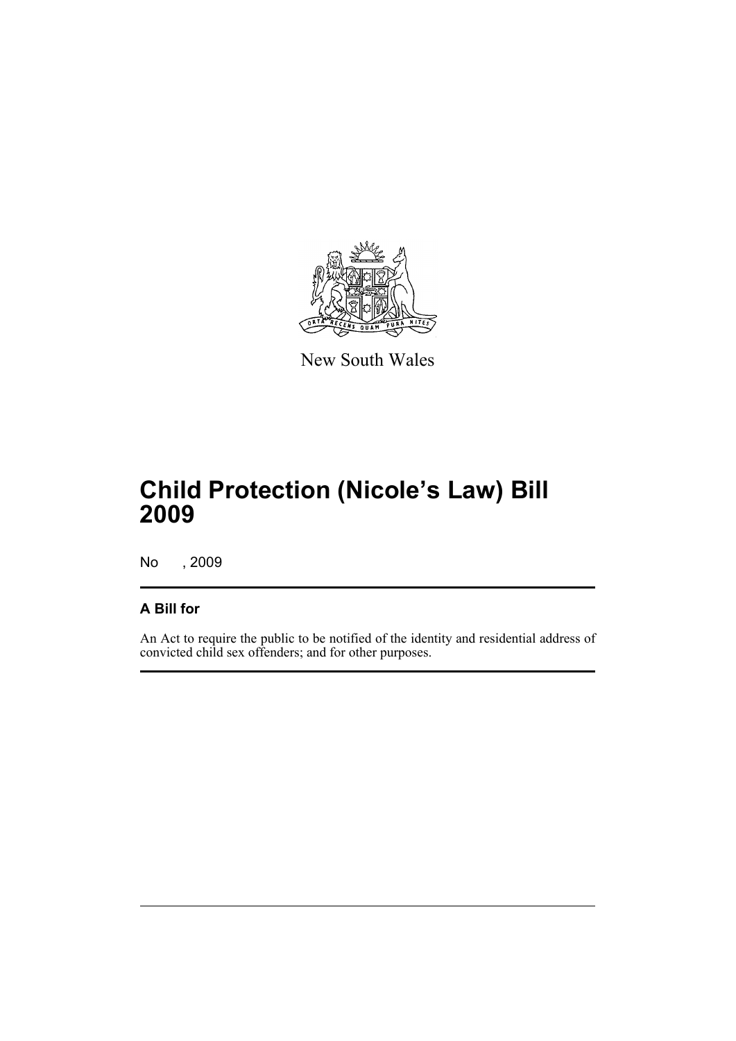New South Wales

# Child Protection (Nicole's Law) Bill 2009

No , 2009

## A Bill for

An Act to require the public to be notified of the identity and residential address of convicted child sex offenders; and for other purposes.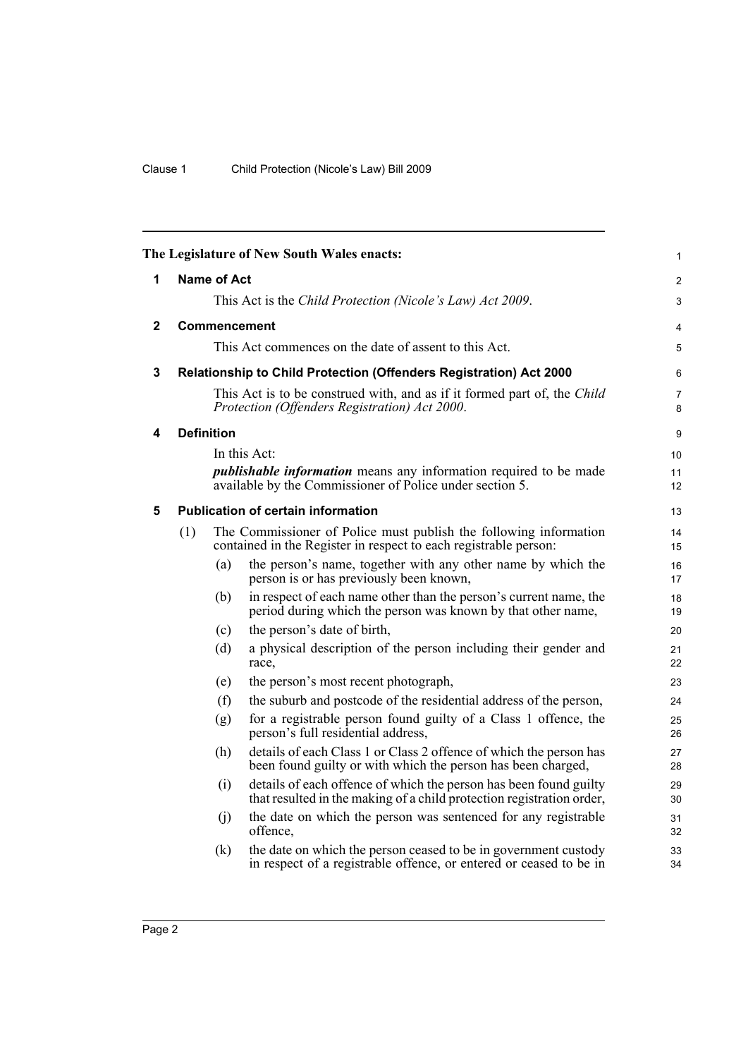The Legislature of New South Wales enacts:

## 1 Name of Act

This Act is the *Child Protection (Nicole's Law) Act 2009*.

## 2 Commencement

This Act commences on the date of assent to this Act.

## 3 Relationship to Child Protection (Offenders Registration) Act 2000

This Act is to be construed with, and as if it formed part of, the *Child Protection (Offenders Registration) Act 2000*.

## 4 Definition

In this Act:

***publishable information*** means any information required to be made available by the Commissioner of Police under section 5.

## 5 Publication of certain information

(1) The Commissioner of Police must publish the following information contained in the Register in respect to each registrable person:

- (a) the person's name, together with any other name by which the person is or has previously been known,
- (b) in respect of each name other than the person's current name, the period during which the person was known by that other name,
- (c) the person's date of birth,
- (d) a physical description of the person including their gender and race,
- (e) the person's most recent photograph,
- (f) the suburb and postcode of the residential address of the person,
- (g) for a registrable person found guilty of a Class 1 offence, the person's full residential address,
- (h) details of each Class 1 or Class 2 offence of which the person has been found guilty or with which the person has been charged,
- (i) details of each offence of which the person has been found guilty that resulted in the making of a child protection registration order,
- (j) the date on which the person was sentenced for any registrable offence,
- (k) the date on which the person ceased to be in government custody in respect of a registrable offence, or entered or ceased to be in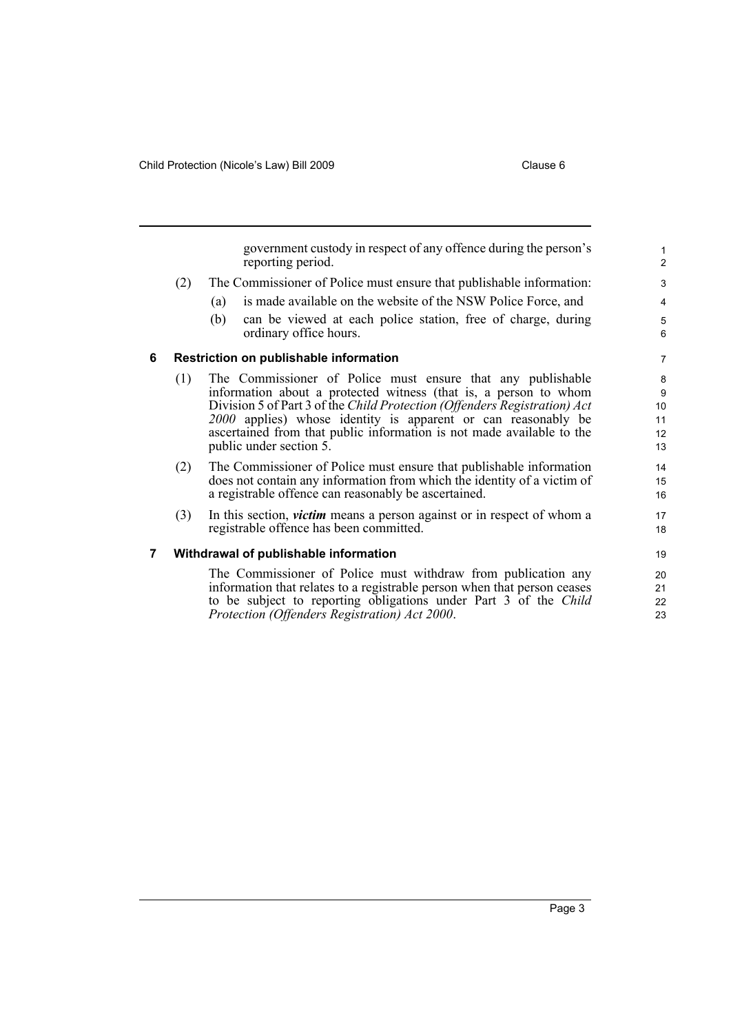government custody in respect of any offence during the person's reporting period.

(2) The Commissioner of Police must ensure that publishable information:

(a) is made available on the website of the NSW Police Force, and

(b) can be viewed at each police station, free of charge, during ordinary office hours.

### 6 Restriction on publishable information

(1) The Commissioner of Police must ensure that any publishable information about a protected witness (that is, a person to whom Division 5 of Part 3 of the *Child Protection (Offenders Registration) Act 2000* applies) whose identity is apparent or can reasonably be ascertained from that public information is not made available to the public under section 5.

(2) The Commissioner of Police must ensure that publishable information does not contain any information from which the identity of a victim of a registrable offence can reasonably be ascertained.

(3) In this section, ***victim*** means a person against or in respect of whom a registrable offence has been committed.

### 7 Withdrawal of publishable information

The Commissioner of Police must withdraw from publication any information that relates to a registrable person when that person ceases to be subject to reporting obligations under Part 3 of the *Child Protection (Offenders Registration) Act 2000*.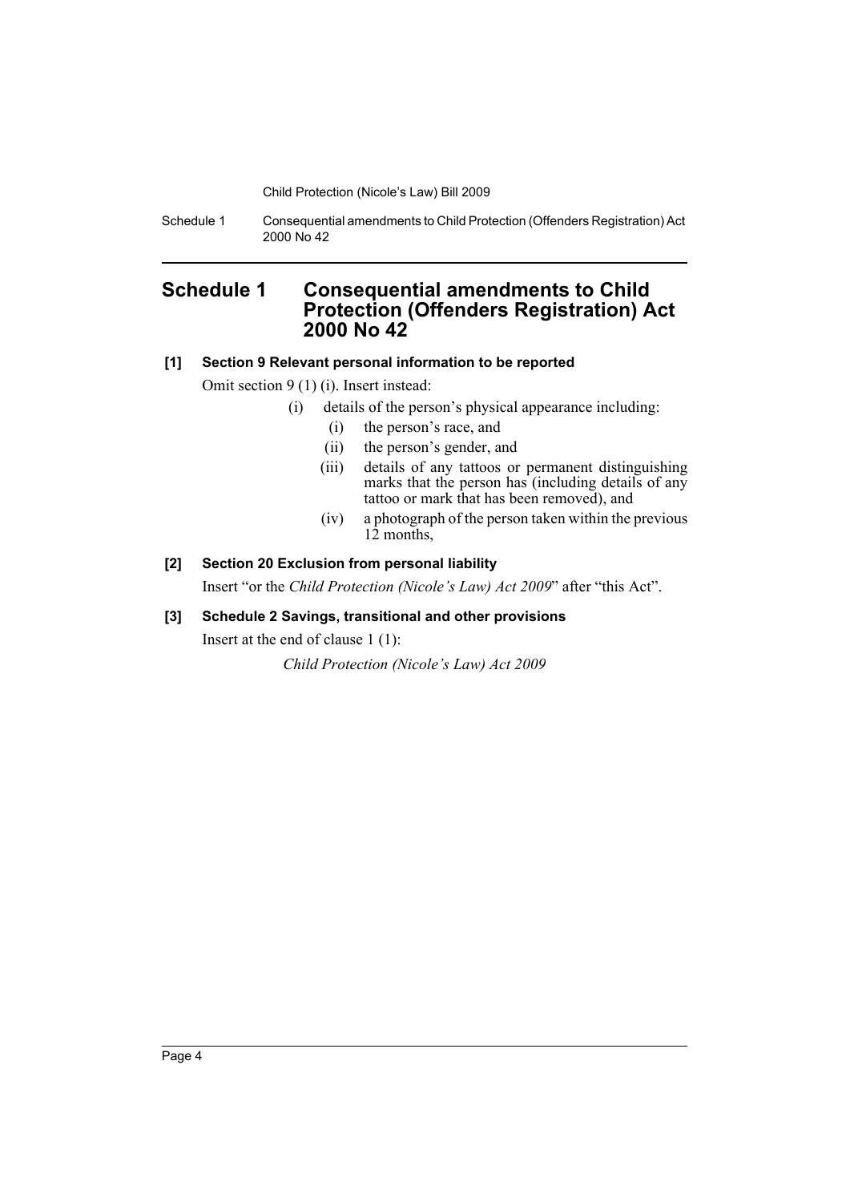# Schedule 1 Consequential amendments to Child Protection (Offenders Registration) Act 2000 No 42

**[1] Section 9 Relevant personal information to be reported**

Omit section 9 (1) (i). Insert instead:

- (i) details of the person's physical appearance including:
  - (i) the person's race, and
  - (ii) the person's gender, and
  - (iii) details of any tattoos or permanent distinguishing marks that the person has (including details of any tattoo or mark that has been removed), and
  - (iv) a photograph of the person taken within the previous 12 months,

**[2] Section 20 Exclusion from personal liability**

Insert "or the *Child Protection (Nicole's Law) Act 2009*" after "this Act".

**[3] Schedule 2 Savings, transitional and other provisions**

Insert at the end of clause 1 (1):

*Child Protection (Nicole's Law) Act 2009*